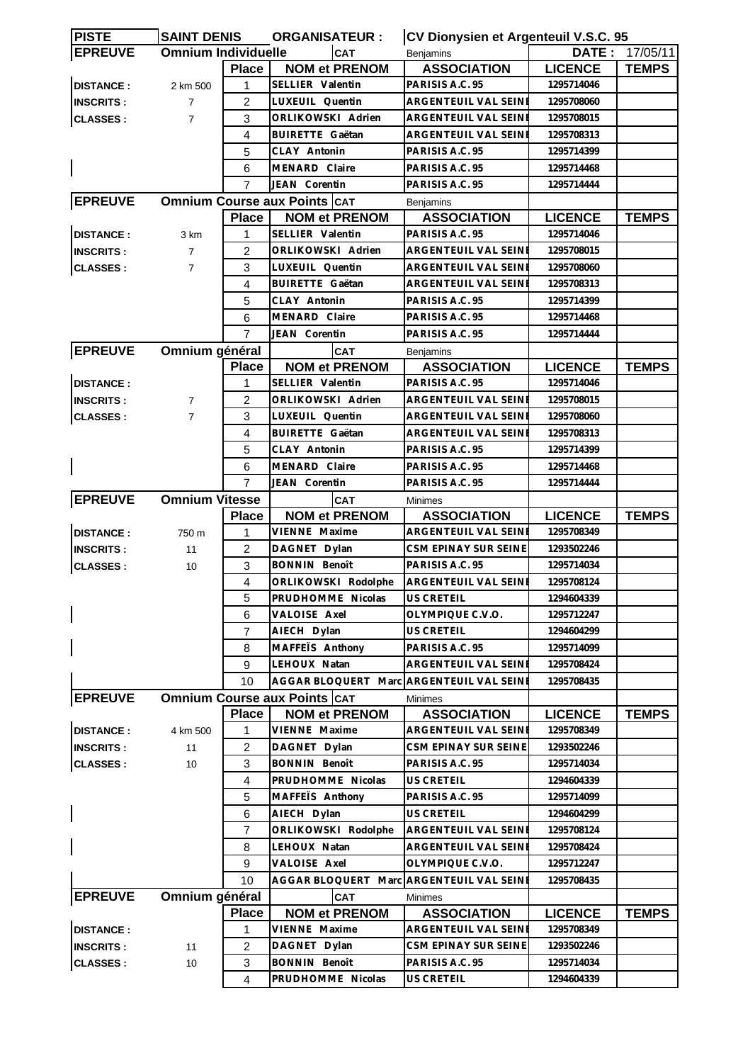| PISTE | SAINT DENIS | ORGANISATEUR : | | CV Dionysien et Argenteuil V.S.C. 95 | | |
|---|---|---|---|---|---|---|
| **EPREUVE** | **Omnium Individuelle** | | CAT | Benjamins | **DATE :** | 17/05/11 |
| | | **Place** | **NOM et PRENOM** | **ASSOCIATION** | **LICENCE** | **TEMPS** |
| **DISTANCE :** | 2 km 500 | 1 | SELLIER Valentin | PARISIS A.C. 95 | 1295714046 | |
| **INSCRITS :** | 7 | 2 | LUXEUIL Quentin | ARGENTEUIL VAL SEINE | 1295708060 | |
| **CLASSES :** | 7 | 3 | ORLIKOWSKI Adrien | ARGENTEUIL VAL SEINE | 1295708015 | |
| | | 4 | BUIRETTE Gaëtan | ARGENTEUIL VAL SEINE | 1295708313 | |
| | | 5 | CLAY Antonin | PARISIS A.C. 95 | 1295714399 | |
| | | 6 | MENARD Claire | PARISIS A.C. 95 | 1295714468 | |
| | | 7 | JEAN Corentin | PARISIS A.C. 95 | 1295714444 | |
| **EPREUVE** | **Omnium Course aux Points** | | CAT | Benjamins | | |
| | | **Place** | **NOM et PRENOM** | **ASSOCIATION** | **LICENCE** | **TEMPS** |
| **DISTANCE :** | 3 km | 1 | SELLIER Valentin | PARISIS A.C. 95 | 1295714046 | |
| **INSCRITS :** | 7 | 2 | ORLIKOWSKI Adrien | ARGENTEUIL VAL SEINE | 1295708015 | |
| **CLASSES :** | 7 | 3 | LUXEUIL Quentin | ARGENTEUIL VAL SEINE | 1295708060 | |
| | | 4 | BUIRETTE Gaëtan | ARGENTEUIL VAL SEINE | 1295708313 | |
| | | 5 | CLAY Antonin | PARISIS A.C. 95 | 1295714399 | |
| | | 6 | MENARD Claire | PARISIS A.C. 95 | 1295714468 | |
| | | 7 | JEAN Corentin | PARISIS A.C. 95 | 1295714444 | |
| **EPREUVE** | **Omnium général** | | CAT | Benjamins | | |
| | | **Place** | **NOM et PRENOM** | **ASSOCIATION** | **LICENCE** | **TEMPS** |
| **DISTANCE :** | | 1 | SELLIER Valentin | PARISIS A.C. 95 | 1295714046 | |
| **INSCRITS :** | 7 | 2 | ORLIKOWSKI Adrien | ARGENTEUIL VAL SEINE | 1295708015 | |
| **CLASSES :** | 7 | 3 | LUXEUIL Quentin | ARGENTEUIL VAL SEINE | 1295708060 | |
| | | 4 | BUIRETTE Gaëtan | ARGENTEUIL VAL SEINE | 1295708313 | |
| | | 5 | CLAY Antonin | PARISIS A.C. 95 | 1295714399 | |
| | | 6 | MENARD Claire | PARISIS A.C. 95 | 1295714468 | |
| | | 7 | JEAN Corentin | PARISIS A.C. 95 | 1295714444 | |
| **EPREUVE** | **Omnium Vitesse** | | CAT | Minimes | | |
| | | **Place** | **NOM et PRENOM** | **ASSOCIATION** | **LICENCE** | **TEMPS** |
| **DISTANCE :** | 750 m | 1 | VIENNE Maxime | ARGENTEUIL VAL SEINE | 1295708349 | |
| **INSCRITS :** | 11 | 2 | DAGNET Dylan | CSM EPINAY SUR SEINE | 1293502246 | |
| **CLASSES :** | 10 | 3 | BONNIN Benoît | PARISIS A.C. 95 | 1295714034 | |
| | | 4 | ORLIKOWSKI Rodolphe | ARGENTEUIL VAL SEINE | 1295708124 | |
| | | 5 | PRUDHOMME Nicolas | US CRETEIL | 1294604339 | |
| | | 6 | VALOISE Axel | OLYMPIQUE C.V.O. | 1295712247 | |
| | | 7 | AIECH Dylan | US CRETEIL | 1294604299 | |
| | | 8 | MAFFEÏS Anthony | PARISIS A.C. 95 | 1295714099 | |
| | | 9 | LEHOUX Natan | ARGENTEUIL VAL SEINE | 1295708424 | |
| | | 10 | AGGAR BLOQUERT Marc | ARGENTEUIL VAL SEINE | 1295708435 | |
| **EPREUVE** | **Omnium Course aux Points** | | CAT | Minimes | | |
| | | **Place** | **NOM et PRENOM** | **ASSOCIATION** | **LICENCE** | **TEMPS** |
| **DISTANCE :** | 4 km 500 | 1 | VIENNE Maxime | ARGENTEUIL VAL SEINE | 1295708349 | |
| **INSCRITS :** | 11 | 2 | DAGNET Dylan | CSM EPINAY SUR SEINE | 1293502246 | |
| **CLASSES :** | 10 | 3 | BONNIN Benoît | PARISIS A.C. 95 | 1295714034 | |
| | | 4 | PRUDHOMME Nicolas | US CRETEIL | 1294604339 | |
| | | 5 | MAFFEÏS Anthony | PARISIS A.C. 95 | 1295714099 | |
| | | 6 | AIECH Dylan | US CRETEIL | 1294604299 | |
| | | 7 | ORLIKOWSKI Rodolphe | ARGENTEUIL VAL SEINE | 1295708124 | |
| | | 8 | LEHOUX Natan | ARGENTEUIL VAL SEINE | 1295708424 | |
| | | 9 | VALOISE Axel | OLYMPIQUE C.V.O. | 1295712247 | |
| | | 10 | AGGAR BLOQUERT Marc | ARGENTEUIL VAL SEINE | 1295708435 | |
| **EPREUVE** | **Omnium général** | | CAT | Minimes | | |
| | | **Place** | **NOM et PRENOM** | **ASSOCIATION** | **LICENCE** | **TEMPS** |
| **DISTANCE :** | | 1 | VIENNE Maxime | ARGENTEUIL VAL SEINE | 1295708349 | |
| **INSCRITS :** | 11 | 2 | DAGNET Dylan | CSM EPINAY SUR SEINE | 1293502246 | |
| **CLASSES :** | 10 | 3 | BONNIN Benoît | PARISIS A.C. 95 | 1295714034 | |
| | | 4 | PRUDHOMME Nicolas | US CRETEIL | 1294604339 | |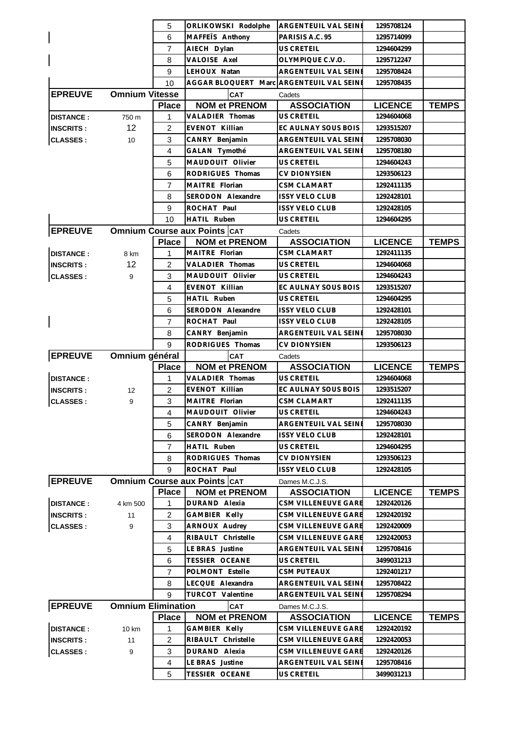| | | Place | NOM et PRENOM | ASSOCIATION | LICENCE | TEMPS |
|---|---|---|---|---|---|---|
| | | 5 | ORLIKOWSKI Rodolphe | ARGENTEUIL VAL SEINE | 1295708124 | |
| | | 6 | MAFFEÏS Anthony | PARISIS A.C. 95 | 1295714099 | |
| | | 7 | AIECH Dylan | US CRETEIL | 1294604299 | |
| | | 8 | VALOISE Axel | OLYMPIQUE C.V.O. | 1295712247 | |
| | | 9 | LEHOUX Natan | ARGENTEUIL VAL SEINE | 1295708424 | |
| | | 10 | AGGAR BLOQUERT Marc | ARGENTEUIL VAL SEINE | 1295708435 | |

| EPREUVE | Omnium Vitesse | | CAT | Cadets | | |
|---|---|---|---|---|---|---|
| | | Place | NOM et PRENOM | ASSOCIATION | LICENCE | TEMPS |
| DISTANCE : | 750 m | 1 | VALADIER Thomas | US CRETEIL | 1294604068 | |
| INSCRITS : | 12 | 2 | EVENOT Killian | EC AULNAY SOUS BOIS | 1293515207 | |
| CLASSES : | 10 | 3 | CANRY Benjamin | ARGENTEUIL VAL SEINE | 1295708030 | |
| | | 4 | GALAN Tymothé | ARGENTEUIL VAL SEINE | 1295708180 | |
| | | 5 | MAUDOUIT Olivier | US CRETEIL | 1294604243 | |
| | | 6 | RODRIGUES Thomas | CV DIONYSIEN | 1293506123 | |
| | | 7 | MAITRE Florian | CSM CLAMART | 1292411135 | |
| | | 8 | SERODON Alexandre | ISSY VELO CLUB | 1292428101 | |
| | | 9 | ROCHAT Paul | ISSY VELO CLUB | 1292428105 | |
| | | 10 | HATIL Ruben | US CRETEIL | 1294604295 | |

| EPREUVE | Omnium Course aux Points | | CAT | Cadets | | |
|---|---|---|---|---|---|---|
| | | Place | NOM et PRENOM | ASSOCIATION | LICENCE | TEMPS |
| DISTANCE : | 8 km | 1 | MAITRE Florian | CSM CLAMART | 1292411135 | |
| INSCRITS : | 12 | 2 | VALADIER Thomas | US CRETEIL | 1294604068 | |
| CLASSES : | 9 | 3 | MAUDOUIT Olivier | US CRETEIL | 1294604243 | |
| | | 4 | EVENOT Killian | EC AULNAY SOUS BOIS | 1293515207 | |
| | | 5 | HATIL Ruben | US CRETEIL | 1294604295 | |
| | | 6 | SERODON Alexandre | ISSY VELO CLUB | 1292428101 | |
| | | 7 | ROCHAT Paul | ISSY VELO CLUB | 1292428105 | |
| | | 8 | CANRY Benjamin | ARGENTEUIL VAL SEINE | 1295708030 | |
| | | 9 | RODRIGUES Thomas | CV DIONYSIEN | 1293506123 | |

| EPREUVE | Omnium général | | CAT | Cadets | | |
|---|---|---|---|---|---|---|
| | | Place | NOM et PRENOM | ASSOCIATION | LICENCE | TEMPS |
| DISTANCE : | | 1 | VALADIER Thomas | US CRETEIL | 1294604068 | |
| INSCRITS : | 12 | 2 | EVENOT Killian | EC AULNAY SOUS BOIS | 1293515207 | |
| CLASSES : | 9 | 3 | MAITRE Florian | CSM CLAMART | 1292411135 | |
| | | 4 | MAUDOUIT Olivier | US CRETEIL | 1294604243 | |
| | | 5 | CANRY Benjamin | ARGENTEUIL VAL SEINE | 1295708030 | |
| | | 6 | SERODON Alexandre | ISSY VELO CLUB | 1292428101 | |
| | | 7 | HATIL Ruben | US CRETEIL | 1294604295 | |
| | | 8 | RODRIGUES Thomas | CV DIONYSIEN | 1293506123 | |
| | | 9 | ROCHAT Paul | ISSY VELO CLUB | 1292428105 | |

| EPREUVE | Omnium Course aux Points | | CAT | Dames M.C.J.S. | | |
|---|---|---|---|---|---|---|
| | | Place | NOM et PRENOM | ASSOCIATION | LICENCE | TEMPS |
| DISTANCE : | 4 km 500 | 1 | DURAND Alexia | CSM VILLENEUVE GARE | 1292420126 | |
| INSCRITS : | 11 | 2 | GAMBIER Kelly | CSM VILLENEUVE GARE | 1292420192 | |
| CLASSES : | 9 | 3 | ARNOUX Audrey | CSM VILLENEUVE GARE | 1292420009 | |
| | | 4 | RIBAULT Christelle | CSM VILLENEUVE GARE | 1292420053 | |
| | | 5 | LE BRAS Justine | ARGENTEUIL VAL SEINE | 1295708416 | |
| | | 6 | TESSIER OCEANE | US CRETEIL | 3499031213 | |
| | | 7 | POLMONT Estelle | CSM PUTEAUX | 1292401217 | |
| | | 8 | LECQUE Alexandra | ARGENTEUIL VAL SEINE | 1295708422 | |
| | | 9 | TURCOT Valentine | ARGENTEUIL VAL SEINE | 1295708294 | |

| EPREUVE | Omnium Elimination | | CAT | Dames M.C.J.S. | | |
|---|---|---|---|---|---|---|
| | | Place | NOM et PRENOM | ASSOCIATION | LICENCE | TEMPS |
| DISTANCE : | 10 km | 1 | GAMBIER Kelly | CSM VILLENEUVE GARE | 1292420192 | |
| INSCRITS : | 11 | 2 | RIBAULT Christelle | CSM VILLENEUVE GARE | 1292420053 | |
| CLASSES : | 9 | 3 | DURAND Alexia | CSM VILLENEUVE GARE | 1292420126 | |
| | | 4 | LE BRAS Justine | ARGENTEUIL VAL SEINE | 1295708416 | |
| | | 5 | TESSIER OCEANE | US CRETEIL | 3499031213 | |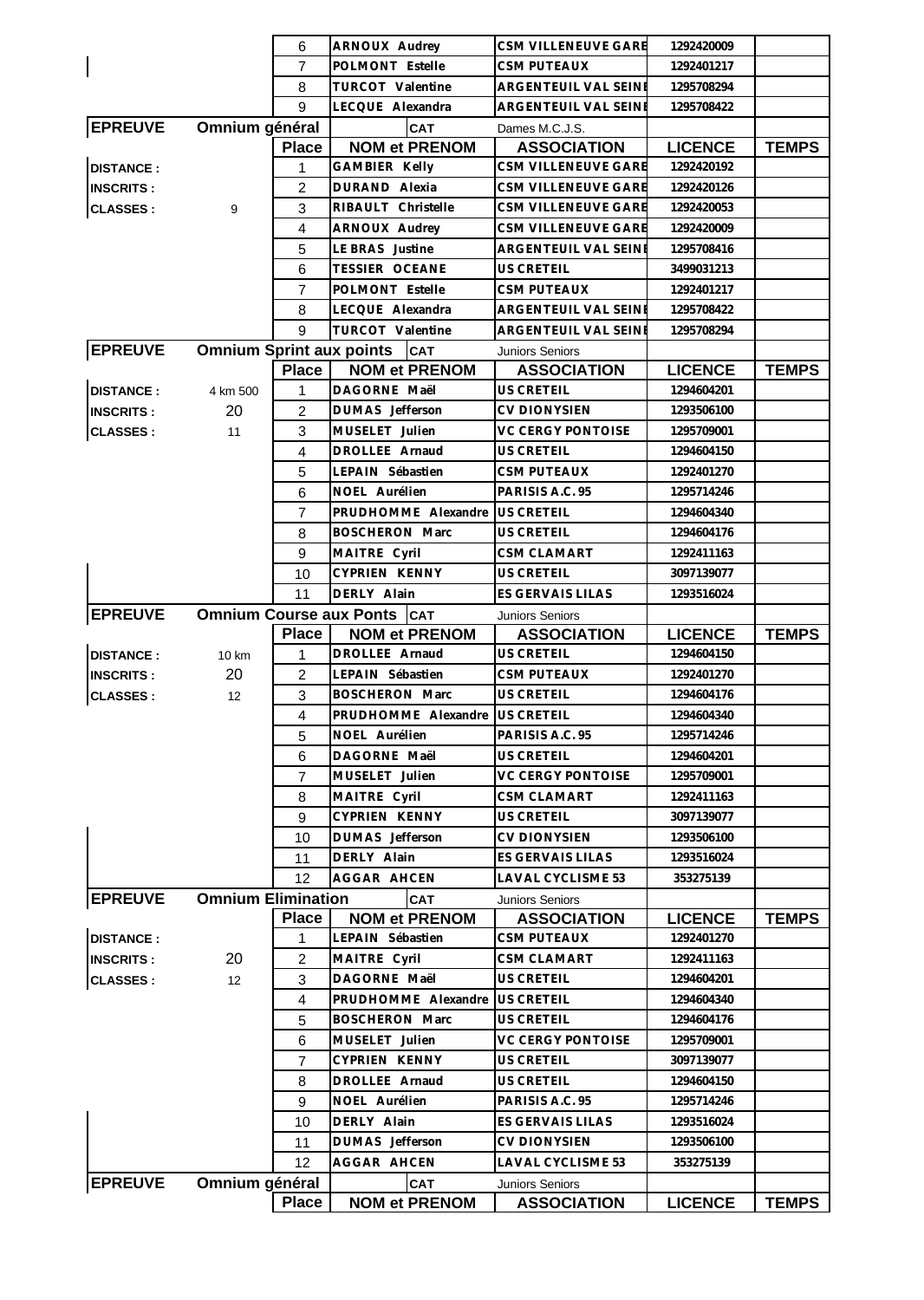| | | Place | NOM et PRENOM | ASSOCIATION | LICENCE | TEMPS |
|---|---|---|---|---|---|---|
| | | 6 | ARNOUX Audrey | CSM VILLENEUVE GARE | 1292420009 | |
| | | 7 | POLMONT Estelle | CSM PUTEAUX | 1292401217 | |
| | | 8 | TURCOT Valentine | ARGENTEUIL VAL SEINE | 1295708294 | |
| | | 9 | LECQUE Alexandra | ARGENTEUIL VAL SEINE | 1295708422 | |

| EPREUVE | Omnium général | | CAT | Dames M.C.J.S. | | |
|---|---|---|---|---|---|---|
| | | Place | NOM et PRENOM | ASSOCIATION | LICENCE | TEMPS |
| DISTANCE : | | 1 | GAMBIER Kelly | CSM VILLENEUVE GARE | 1292420192 | |
| INSCRITS : | | 2 | DURAND Alexia | CSM VILLENEUVE GARE | 1292420126 | |
| CLASSES : | 9 | 3 | RIBAULT Christelle | CSM VILLENEUVE GARE | 1292420053 | |
| | | 4 | ARNOUX Audrey | CSM VILLENEUVE GARE | 1292420009 | |
| | | 5 | LE BRAS Justine | ARGENTEUIL VAL SEINE | 1295708416 | |
| | | 6 | TESSIER OCEANE | US CRETEIL | 3499031213 | |
| | | 7 | POLMONT Estelle | CSM PUTEAUX | 1292401217 | |
| | | 8 | LECQUE Alexandra | ARGENTEUIL VAL SEINE | 1295708422 | |
| | | 9 | TURCOT Valentine | ARGENTEUIL VAL SEINE | 1295708294 | |

| EPREUVE | Omnium Sprint aux points | | CAT | Juniors Seniors | | |
|---|---|---|---|---|---|---|
| | | Place | NOM et PRENOM | ASSOCIATION | LICENCE | TEMPS |
| DISTANCE : | 4 km 500 | 1 | DAGORNE Maël | US CRETEIL | 1294604201 | |
| INSCRITS : | 20 | 2 | DUMAS Jefferson | CV DIONYSIEN | 1293506100 | |
| CLASSES : | 11 | 3 | MUSELET Julien | VC CERGY PONTOISE | 1295709001 | |
| | | 4 | DROLLEE Arnaud | US CRETEIL | 1294604150 | |
| | | 5 | LEPAIN Sébastien | CSM PUTEAUX | 1292401270 | |
| | | 6 | NOEL Aurélien | PARISIS A.C. 95 | 1295714246 | |
| | | 7 | PRUDHOMME Alexandre | US CRETEIL | 1294604340 | |
| | | 8 | BOSCHERON Marc | US CRETEIL | 1294604176 | |
| | | 9 | MAITRE Cyril | CSM CLAMART | 1292411163 | |
| | | 10 | CYPRIEN KENNY | US CRETEIL | 3097139077 | |
| | | 11 | DERLY Alain | ES GERVAIS LILAS | 1293516024 | |

| EPREUVE | Omnium Course aux Ponts | | CAT | Juniors Seniors | | |
|---|---|---|---|---|---|---|
| | | Place | NOM et PRENOM | ASSOCIATION | LICENCE | TEMPS |
| DISTANCE : | 10 km | 1 | DROLLEE Arnaud | US CRETEIL | 1294604150 | |
| INSCRITS : | 20 | 2 | LEPAIN Sébastien | CSM PUTEAUX | 1292401270 | |
| CLASSES : | 12 | 3 | BOSCHERON Marc | US CRETEIL | 1294604176 | |
| | | 4 | PRUDHOMME Alexandre | US CRETEIL | 1294604340 | |
| | | 5 | NOEL Aurélien | PARISIS A.C. 95 | 1295714246 | |
| | | 6 | DAGORNE Maël | US CRETEIL | 1294604201 | |
| | | 7 | MUSELET Julien | VC CERGY PONTOISE | 1295709001 | |
| | | 8 | MAITRE Cyril | CSM CLAMART | 1292411163 | |
| | | 9 | CYPRIEN KENNY | US CRETEIL | 3097139077 | |
| | | 10 | DUMAS Jefferson | CV DIONYSIEN | 1293506100 | |
| | | 11 | DERLY Alain | ES GERVAIS LILAS | 1293516024 | |
| | | 12 | AGGAR AHCEN | LAVAL CYCLISME 53 | 353275139 | |

| EPREUVE | Omnium Elimination | | CAT | Juniors Seniors | | |
|---|---|---|---|---|---|---|
| | | Place | NOM et PRENOM | ASSOCIATION | LICENCE | TEMPS |
| DISTANCE : | | 1 | LEPAIN Sébastien | CSM PUTEAUX | 1292401270 | |
| INSCRITS : | 20 | 2 | MAITRE Cyril | CSM CLAMART | 1292411163 | |
| CLASSES : | 12 | 3 | DAGORNE Maël | US CRETEIL | 1294604201 | |
| | | 4 | PRUDHOMME Alexandre | US CRETEIL | 1294604340 | |
| | | 5 | BOSCHERON Marc | US CRETEIL | 1294604176 | |
| | | 6 | MUSELET Julien | VC CERGY PONTOISE | 1295709001 | |
| | | 7 | CYPRIEN KENNY | US CRETEIL | 3097139077 | |
| | | 8 | DROLLEE Arnaud | US CRETEIL | 1294604150 | |
| | | 9 | NOEL Aurélien | PARISIS A.C. 95 | 1295714246 | |
| | | 10 | DERLY Alain | ES GERVAIS LILAS | 1293516024 | |
| | | 11 | DUMAS Jefferson | CV DIONYSIEN | 1293506100 | |
| | | 12 | AGGAR AHCEN | LAVAL CYCLISME 53 | 353275139 | |

| EPREUVE | Omnium général | | CAT | Juniors Seniors | | |
|---|---|---|---|---|---|---|
| | | Place | NOM et PRENOM | ASSOCIATION | LICENCE | TEMPS |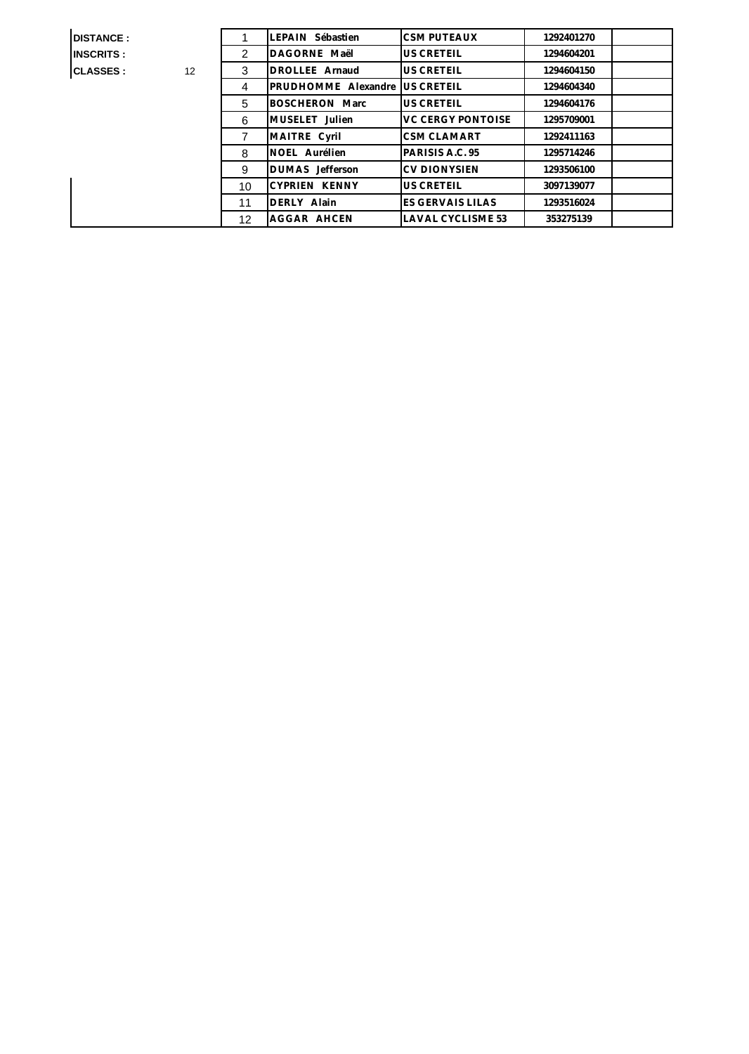DISTANCE :

INSCRITS :

CLASSES : 12

| | | | | |
|---|---|---|---|---|
| 1 | LEPAIN Sébastien | CSM PUTEAUX | 1292401270 | |
| 2 | DAGORNE Maël | US CRETEIL | 1294604201 | |
| 3 | DROLLEE Arnaud | US CRETEIL | 1294604150 | |
| 4 | PRUDHOMME Alexandre | US CRETEIL | 1294604340 | |
| 5 | BOSCHERON Marc | US CRETEIL | 1294604176 | |
| 6 | MUSELET Julien | VC CERGY PONTOISE | 1295709001 | |
| 7 | MAITRE Cyril | CSM CLAMART | 1292411163 | |
| 8 | NOEL Aurélien | PARISIS A.C. 95 | 1295714246 | |
| 9 | DUMAS Jefferson | CV DIONYSIEN | 1293506100 | |
| 10 | CYPRIEN KENNY | US CRETEIL | 3097139077 | |
| 11 | DERLY Alain | ES GERVAIS LILAS | 1293516024 | |
| 12 | AGGAR AHCEN | LAVAL CYCLISME 53 | 353275139 | |